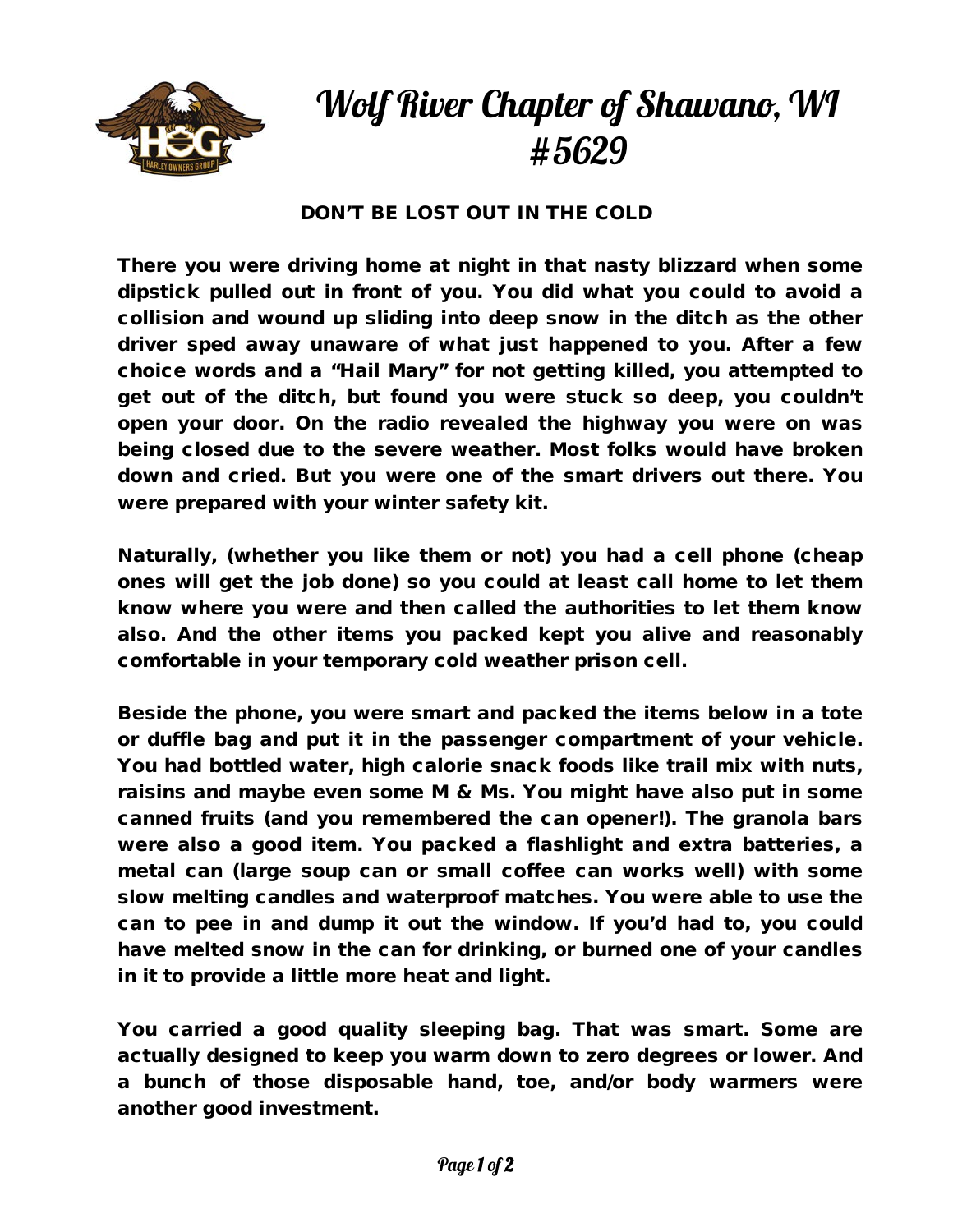# Wolf River Chapter of Shawano, WI #5629

## DON'T BE LOST OUT IN THE COLD

There you were driving home at night in that nasty blizzard when some dipstick pulled out in front of you. You did what you could to avoid a collision and wound up sliding into deep snow in the ditch as the other driver sped away unaware of what just happened to you. After a few choice words and a "Hail Mary" for not getting killed, you attempted to get out of the ditch, but found you were stuck so deep, you couldn't open your door. On the radio revealed the highway you were on was being closed due to the severe weather. Most folks would have broken down and cried. But you were one of the smart drivers out there. You were prepared with your winter safety kit.

Naturally, (whether you like them or not) you had a cell phone (cheap ones will get the job done) so you could at least call home to let them know where you were and then called the authorities to let them know also. And the other items you packed kept you alive and reasonably comfortable in your temporary cold weather prison cell.

Beside the phone, you were smart and packed the items below in a tote or duffle bag and put it in the passenger compartment of your vehicle. You had bottled water, high calorie snack foods like trail mix with nuts, raisins and maybe even some M & Ms. You might have also put in some canned fruits (and you remembered the can opener!). The granola bars were also a good item. You packed a flashlight and extra batteries, a metal can (large soup can or small coffee can works well) with some slow melting candles and waterproof matches. You were able to use the can to pee in and dump it out the window. If you'd had to, you could have melted snow in the can for drinking, or burned one of your candles in it to provide a little more heat and light.

You carried a good quality sleeping bag. That was smart. Some are actually designed to keep you warm down to zero degrees or lower. And a bunch of those disposable hand, toe, and/or body warmers were another good investment.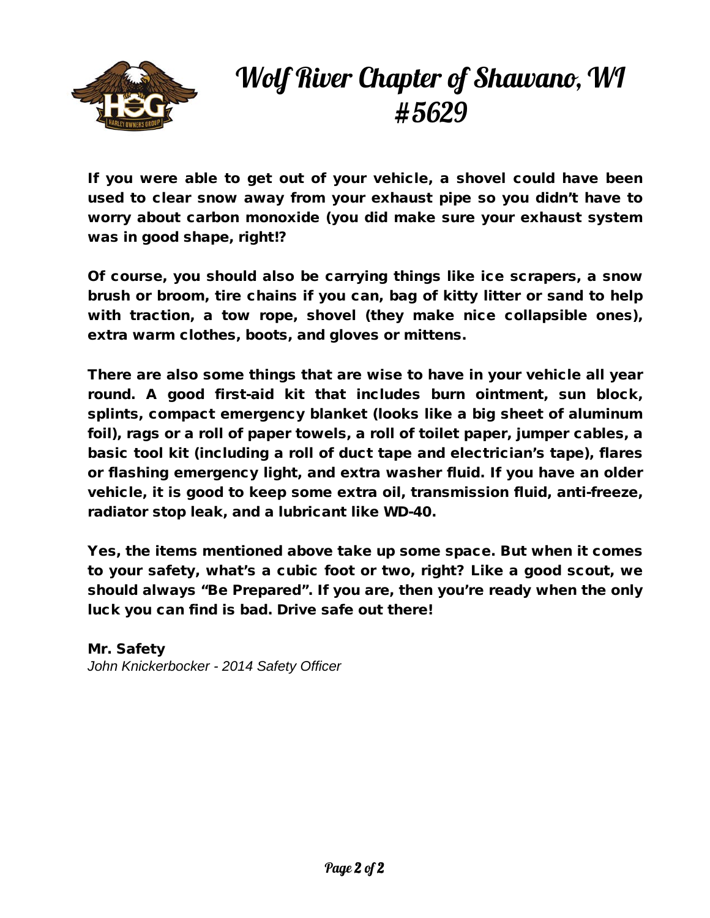# Wolf River Chapter of Shawano, WI #5629

**If you were able to get out of your vehicle, a shovel could have been used to clear snow away from your exhaust pipe so you didn't have to worry about carbon monoxide (you did make sure your exhaust system was in good shape, right!?**

**Of course, you should also be carrying things like ice scrapers, a snow brush or broom, tire chains if you can, bag of kitty litter or sand to help with traction, a tow rope, shovel (they make nice collapsible ones), extra warm clothes, boots, and gloves or mittens.**

**There are also some things that are wise to have in your vehicle all year round. A good first-aid kit that includes burn ointment, sun block, splints, compact emergency blanket (looks like a big sheet of aluminum foil), rags or a roll of paper towels, a roll of toilet paper, jumper cables, a basic tool kit (including a roll of duct tape and electrician's tape), flares or flashing emergency light, and extra washer fluid. If you have an older vehicle, it is good to keep some extra oil, transmission fluid, anti-freeze, radiator stop leak, and a lubricant like WD-40.**

**Yes, the items mentioned above take up some space. But when it comes to your safety, what's a cubic foot or two, right? Like a good scout, we should always "Be Prepared". If you are, then you're ready when the only luck you can find is bad. Drive safe out there!**

**Mr. Safety**
*John Knickerbocker - 2014 Safety Officer*